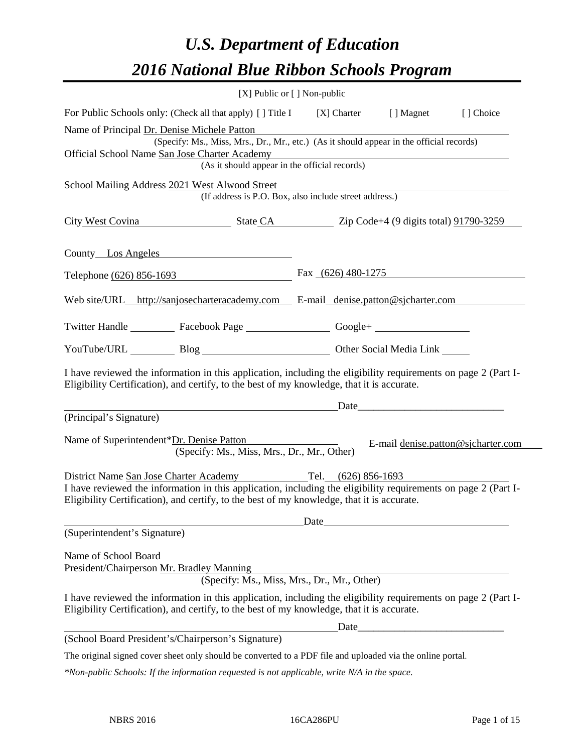# *U.S. Department of Education*

# *2016 National Blue Ribbon Schools Program*

[X] Public or [ ] Non-public

For Public Schools only: (Check all that apply) [ ] Title I [X] Charter [ ] Magnet [ ] Choice

Name of Principal Dr. Denise Michele Patton
(Specify: Ms., Miss, Mrs., Dr., Mr., etc.) (As it should appear in the official records)

Official School Name San Jose Charter Academy
(As it should appear in the official records)

School Mailing Address 2021 West Alwood Street
(If address is P.O. Box, also include street address.)

City West Covina State CA Zip Code+4 (9 digits total) 91790-3259

County Los Angeles

Telephone (626) 856-1693 Fax (626) 480-1275

Web site/URL http://sanjosecharteracademy.com E-mail denise.patton@sjcharter.com

Twitter Handle ________ Facebook Page ________ Google+ ________

YouTube/URL ________ Blog ________ Other Social Media Link ________

I have reviewed the information in this application, including the eligibility requirements on page 2 (Part I-Eligibility Certification), and certify, to the best of my knowledge, that it is accurate.

_______________________________ Date_______________________
(Principal's Signature)

Name of Superintendent*Dr. Denise Patton E-mail denise.patton@sjcharter.com
(Specify: Ms., Miss, Mrs., Dr., Mr., Other)

District Name San Jose Charter Academy Tel. (626) 856-1693

I have reviewed the information in this application, including the eligibility requirements on page 2 (Part I-Eligibility Certification), and certify, to the best of my knowledge, that it is accurate.

_______________________________ Date_______________________
(Superintendent's Signature)

Name of School Board
President/Chairperson Mr. Bradley Manning
(Specify: Ms., Miss, Mrs., Dr., Mr., Other)

I have reviewed the information in this application, including the eligibility requirements on page 2 (Part I-Eligibility Certification), and certify, to the best of my knowledge, that it is accurate.

_______________________________ Date_______________________
(School Board President's/Chairperson's Signature)

The original signed cover sheet only should be converted to a PDF file and uploaded via the online portal.

*\*Non-public Schools: If the information requested is not applicable, write N/A in the space.*

NBRS 2016 16CA286PU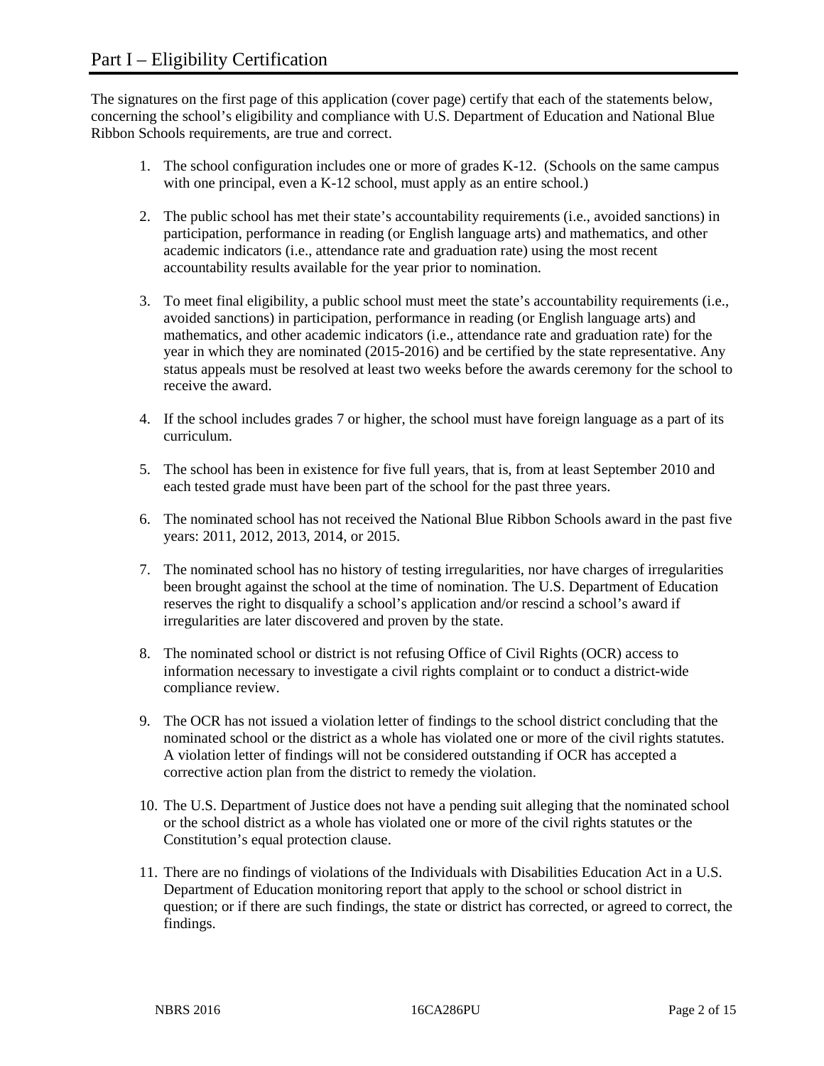# Part I – Eligibility Certification

The signatures on the first page of this application (cover page) certify that each of the statements below, concerning the school's eligibility and compliance with U.S. Department of Education and National Blue Ribbon Schools requirements, are true and correct.

1. The school configuration includes one or more of grades K-12. (Schools on the same campus with one principal, even a K-12 school, must apply as an entire school.)

2. The public school has met their state's accountability requirements (i.e., avoided sanctions) in participation, performance in reading (or English language arts) and mathematics, and other academic indicators (i.e., attendance rate and graduation rate) using the most recent accountability results available for the year prior to nomination.

3. To meet final eligibility, a public school must meet the state's accountability requirements (i.e., avoided sanctions) in participation, performance in reading (or English language arts) and mathematics, and other academic indicators (i.e., attendance rate and graduation rate) for the year in which they are nominated (2015-2016) and be certified by the state representative. Any status appeals must be resolved at least two weeks before the awards ceremony for the school to receive the award.

4. If the school includes grades 7 or higher, the school must have foreign language as a part of its curriculum.

5. The school has been in existence for five full years, that is, from at least September 2010 and each tested grade must have been part of the school for the past three years.

6. The nominated school has not received the National Blue Ribbon Schools award in the past five years: 2011, 2012, 2013, 2014, or 2015.

7. The nominated school has no history of testing irregularities, nor have charges of irregularities been brought against the school at the time of nomination. The U.S. Department of Education reserves the right to disqualify a school's application and/or rescind a school's award if irregularities are later discovered and proven by the state.

8. The nominated school or district is not refusing Office of Civil Rights (OCR) access to information necessary to investigate a civil rights complaint or to conduct a district-wide compliance review.

9. The OCR has not issued a violation letter of findings to the school district concluding that the nominated school or the district as a whole has violated one or more of the civil rights statutes. A violation letter of findings will not be considered outstanding if OCR has accepted a corrective action plan from the district to remedy the violation.

10. The U.S. Department of Justice does not have a pending suit alleging that the nominated school or the school district as a whole has violated one or more of the civil rights statutes or the Constitution's equal protection clause.

11. There are no findings of violations of the Individuals with Disabilities Education Act in a U.S. Department of Education monitoring report that apply to the school or school district in question; or if there are such findings, the state or district has corrected, or agreed to correct, the findings.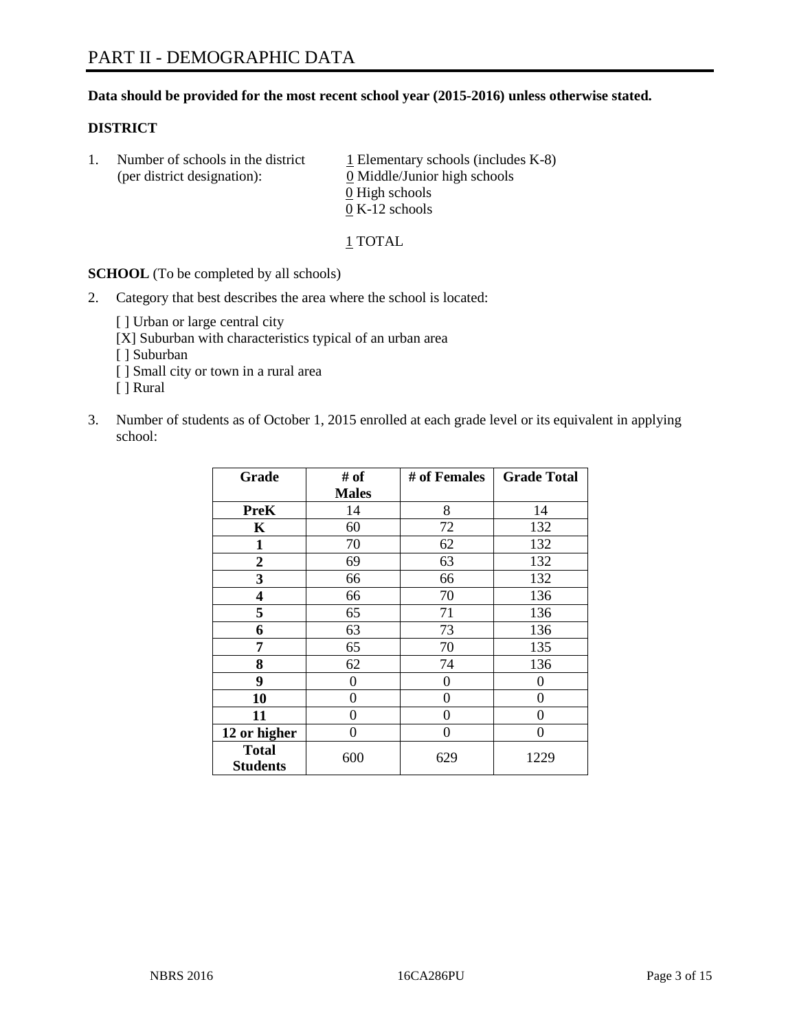# PART II - DEMOGRAPHIC DATA

**Data should be provided for the most recent school year (2015-2016) unless otherwise stated.**

**DISTRICT**

1. Number of schools in the district (per district designation):
   1 Elementary schools (includes K-8)
   0 Middle/Junior high schools
   0 High schools
   0 K-12 schools

   1 TOTAL

**SCHOOL** (To be completed by all schools)

2. Category that best describes the area where the school is located:

   [ ] Urban or large central city
   [X] Suburban with characteristics typical of an urban area
   [ ] Suburban
   [ ] Small city or town in a rural area
   [ ] Rural

3. Number of students as of October 1, 2015 enrolled at each grade level or its equivalent in applying school:

| Grade | # of Males | # of Females | Grade Total |
|---|---|---|---|
| **PreK** | 14 | 8 | 14 |
| **K** | 60 | 72 | 132 |
| **1** | 70 | 62 | 132 |
| **2** | 69 | 63 | 132 |
| **3** | 66 | 66 | 132 |
| **4** | 66 | 70 | 136 |
| **5** | 65 | 71 | 136 |
| **6** | 63 | 73 | 136 |
| **7** | 65 | 70 | 135 |
| **8** | 62 | 74 | 136 |
| **9** | 0 | 0 | 0 |
| **10** | 0 | 0 | 0 |
| **11** | 0 | 0 | 0 |
| **12 or higher** | 0 | 0 | 0 |
| **Total Students** | 600 | 629 | 1229 |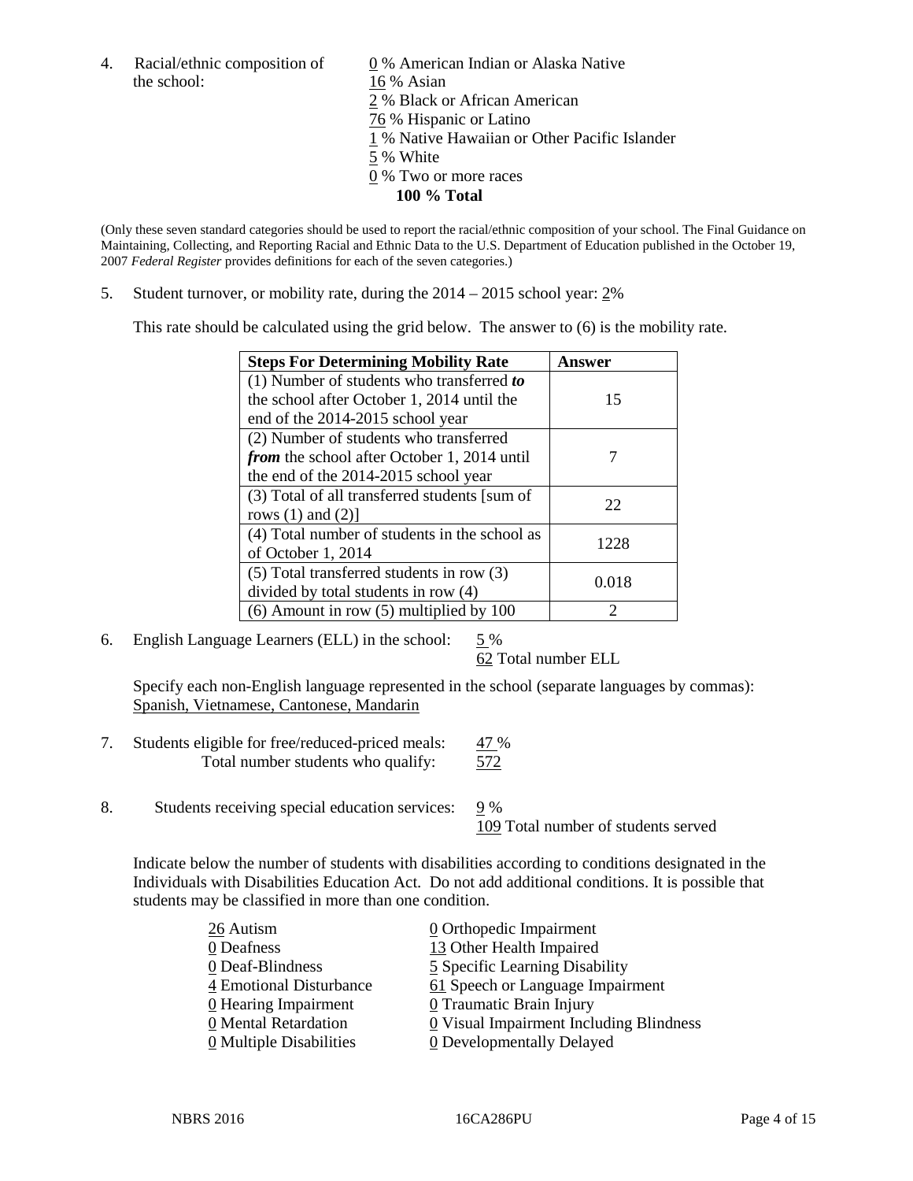4. Racial/ethnic composition of the school:

   0 % American Indian or Alaska Native
   16 % Asian
   2 % Black or African American
   76 % Hispanic or Latino
   1 % Native Hawaiian or Other Pacific Islander
   5 % White
   0 % Two or more races
   **100 % Total**

(Only these seven standard categories should be used to report the racial/ethnic composition of your school. The Final Guidance on Maintaining, Collecting, and Reporting Racial and Ethnic Data to the U.S. Department of Education published in the October 19, 2007 *Federal Register* provides definitions for each of the seven categories.)

5. Student turnover, or mobility rate, during the 2014 – 2015 school year: 2%

   This rate should be calculated using the grid below. The answer to (6) is the mobility rate.

| **Steps For Determining Mobility Rate** | **Answer** |
|---|---|
| (1) Number of students who transferred ***to*** the school after October 1, 2014 until the end of the 2014-2015 school year | 15 |
| (2) Number of students who transferred ***from*** the school after October 1, 2014 until the end of the 2014-2015 school year | 7 |
| (3) Total of all transferred students [sum of rows (1) and (2)] | 22 |
| (4) Total number of students in the school as of October 1, 2014 | 1228 |
| (5) Total transferred students in row (3) divided by total students in row (4) | 0.018 |
| (6) Amount in row (5) multiplied by 100 | 2 |

6. English Language Learners (ELL) in the school: 5 %
   62 Total number ELL

   Specify each non-English language represented in the school (separate languages by commas):
   Spanish, Vietnamese, Cantonese, Mandarin

7. Students eligible for free/reduced-priced meals: 47 %
   Total number students who qualify: 572

8. Students receiving special education services: 9 %
   109 Total number of students served

   Indicate below the number of students with disabilities according to conditions designated in the Individuals with Disabilities Education Act. Do not add additional conditions. It is possible that students may be classified in more than one condition.

   26 Autism
   0 Deafness
   0 Deaf-Blindness
   4 Emotional Disturbance
   0 Hearing Impairment
   0 Mental Retardation
   0 Multiple Disabilities
   0 Orthopedic Impairment
   13 Other Health Impaired
   5 Specific Learning Disability
   61 Speech or Language Impairment
   0 Traumatic Brain Injury
   0 Visual Impairment Including Blindness
   0 Developmentally Delayed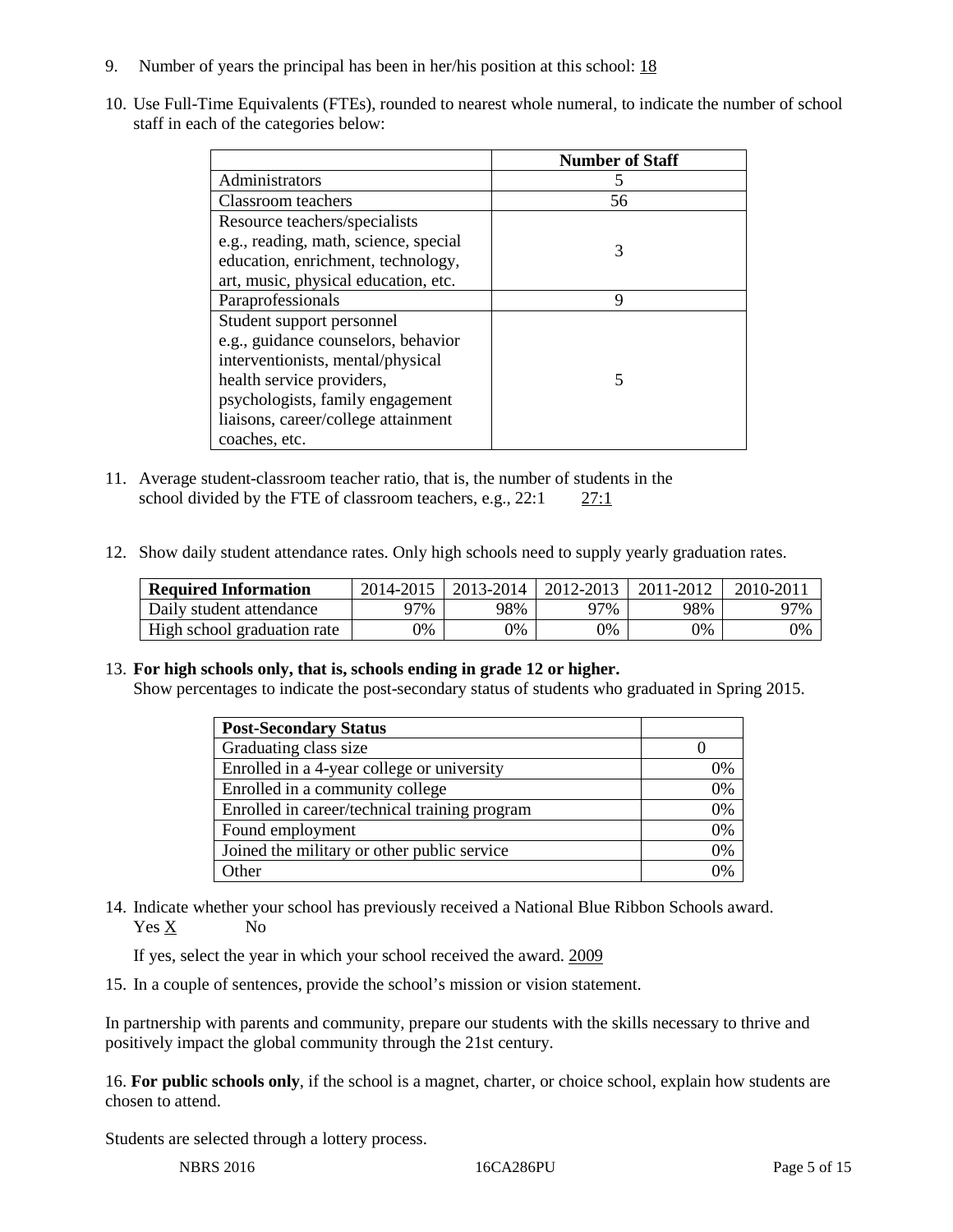9. Number of years the principal has been in her/his position at this school: 18

10. Use Full-Time Equivalents (FTEs), rounded to nearest whole numeral, to indicate the number of school staff in each of the categories below:

| | Number of Staff |
|---|---|
| Administrators | 5 |
| Classroom teachers | 56 |
| Resource teachers/specialists e.g., reading, math, science, special education, enrichment, technology, art, music, physical education, etc. | 3 |
| Paraprofessionals | 9 |
| Student support personnel e.g., guidance counselors, behavior interventionists, mental/physical health service providers, psychologists, family engagement liaisons, career/college attainment coaches, etc. | 5 |

11. Average student-classroom teacher ratio, that is, the number of students in the school divided by the FTE of classroom teachers, e.g., 22:1   27:1

12. Show daily student attendance rates. Only high schools need to supply yearly graduation rates.

| Required Information | 2014-2015 | 2013-2014 | 2012-2013 | 2011-2012 | 2010-2011 |
|---|---|---|---|---|---|
| Daily student attendance | 97% | 98% | 97% | 98% | 97% |
| High school graduation rate | 0% | 0% | 0% | 0% | 0% |

13. **For high schools only, that is, schools ending in grade 12 or higher.**
Show percentages to indicate the post-secondary status of students who graduated in Spring 2015.

| Post-Secondary Status | |
|---|---|
| Graduating class size | 0 |
| Enrolled in a 4-year college or university | 0% |
| Enrolled in a community college | 0% |
| Enrolled in career/technical training program | 0% |
| Found employment | 0% |
| Joined the military or other public service | 0% |
| Other | 0% |

14. Indicate whether your school has previously received a National Blue Ribbon Schools award.
Yes X   No

If yes, select the year in which your school received the award. 2009

15. In a couple of sentences, provide the school's mission or vision statement.

In partnership with parents and community, prepare our students with the skills necessary to thrive and positively impact the global community through the 21st century.

16. **For public schools only**, if the school is a magnet, charter, or choice school, explain how students are chosen to attend.

Students are selected through a lottery process.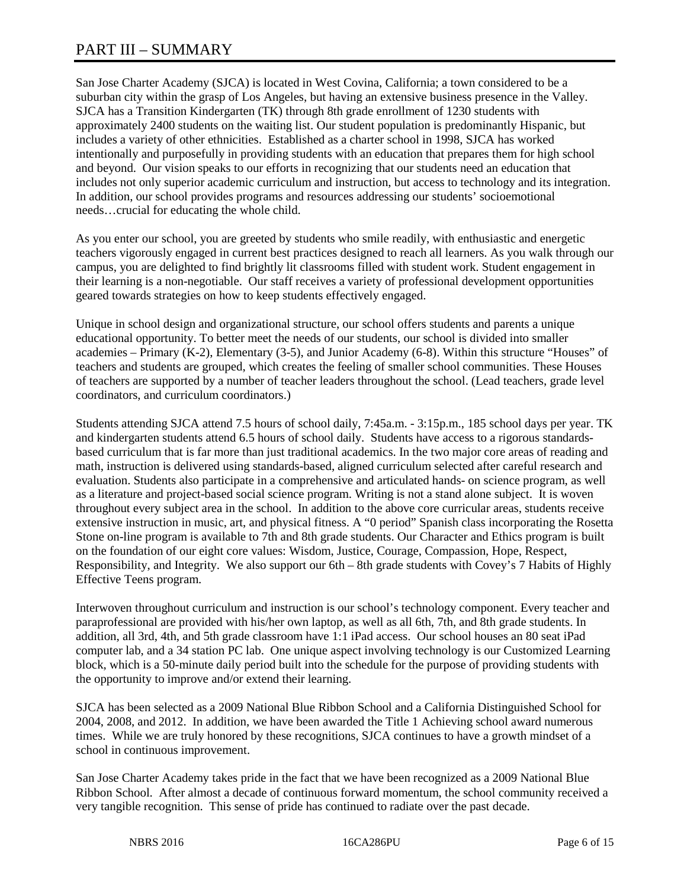# PART III – SUMMARY

San Jose Charter Academy (SJCA) is located in West Covina, California; a town considered to be a suburban city within the grasp of Los Angeles, but having an extensive business presence in the Valley. SJCA has a Transition Kindergarten (TK) through 8th grade enrollment of 1230 students with approximately 2400 students on the waiting list. Our student population is predominantly Hispanic, but includes a variety of other ethnicities. Established as a charter school in 1998, SJCA has worked intentionally and purposefully in providing students with an education that prepares them for high school and beyond. Our vision speaks to our efforts in recognizing that our students need an education that includes not only superior academic curriculum and instruction, but access to technology and its integration. In addition, our school provides programs and resources addressing our students' socioemotional needs…crucial for educating the whole child.

As you enter our school, you are greeted by students who smile readily, with enthusiastic and energetic teachers vigorously engaged in current best practices designed to reach all learners. As you walk through our campus, you are delighted to find brightly lit classrooms filled with student work. Student engagement in their learning is a non-negotiable. Our staff receives a variety of professional development opportunities geared towards strategies on how to keep students effectively engaged.

Unique in school design and organizational structure, our school offers students and parents a unique educational opportunity. To better meet the needs of our students, our school is divided into smaller academies – Primary (K-2), Elementary (3-5), and Junior Academy (6-8). Within this structure "Houses" of teachers and students are grouped, which creates the feeling of smaller school communities. These Houses of teachers are supported by a number of teacher leaders throughout the school. (Lead teachers, grade level coordinators, and curriculum coordinators.)

Students attending SJCA attend 7.5 hours of school daily, 7:45a.m. - 3:15p.m., 185 school days per year. TK and kindergarten students attend 6.5 hours of school daily. Students have access to a rigorous standards-based curriculum that is far more than just traditional academics. In the two major core areas of reading and math, instruction is delivered using standards-based, aligned curriculum selected after careful research and evaluation. Students also participate in a comprehensive and articulated hands- on science program, as well as a literature and project-based social science program. Writing is not a stand alone subject. It is woven throughout every subject area in the school. In addition to the above core curricular areas, students receive extensive instruction in music, art, and physical fitness. A "0 period" Spanish class incorporating the Rosetta Stone on-line program is available to 7th and 8th grade students. Our Character and Ethics program is built on the foundation of our eight core values: Wisdom, Justice, Courage, Compassion, Hope, Respect, Responsibility, and Integrity. We also support our 6th – 8th grade students with Covey's 7 Habits of Highly Effective Teens program.

Interwoven throughout curriculum and instruction is our school's technology component. Every teacher and paraprofessional are provided with his/her own laptop, as well as all 6th, 7th, and 8th grade students. In addition, all 3rd, 4th, and 5th grade classroom have 1:1 iPad access. Our school houses an 80 seat iPad computer lab, and a 34 station PC lab. One unique aspect involving technology is our Customized Learning block, which is a 50-minute daily period built into the schedule for the purpose of providing students with the opportunity to improve and/or extend their learning.

SJCA has been selected as a 2009 National Blue Ribbon School and a California Distinguished School for 2004, 2008, and 2012. In addition, we have been awarded the Title 1 Achieving school award numerous times. While we are truly honored by these recognitions, SJCA continues to have a growth mindset of a school in continuous improvement.

San Jose Charter Academy takes pride in the fact that we have been recognized as a 2009 National Blue Ribbon School. After almost a decade of continuous forward momentum, the school community received a very tangible recognition. This sense of pride has continued to radiate over the past decade.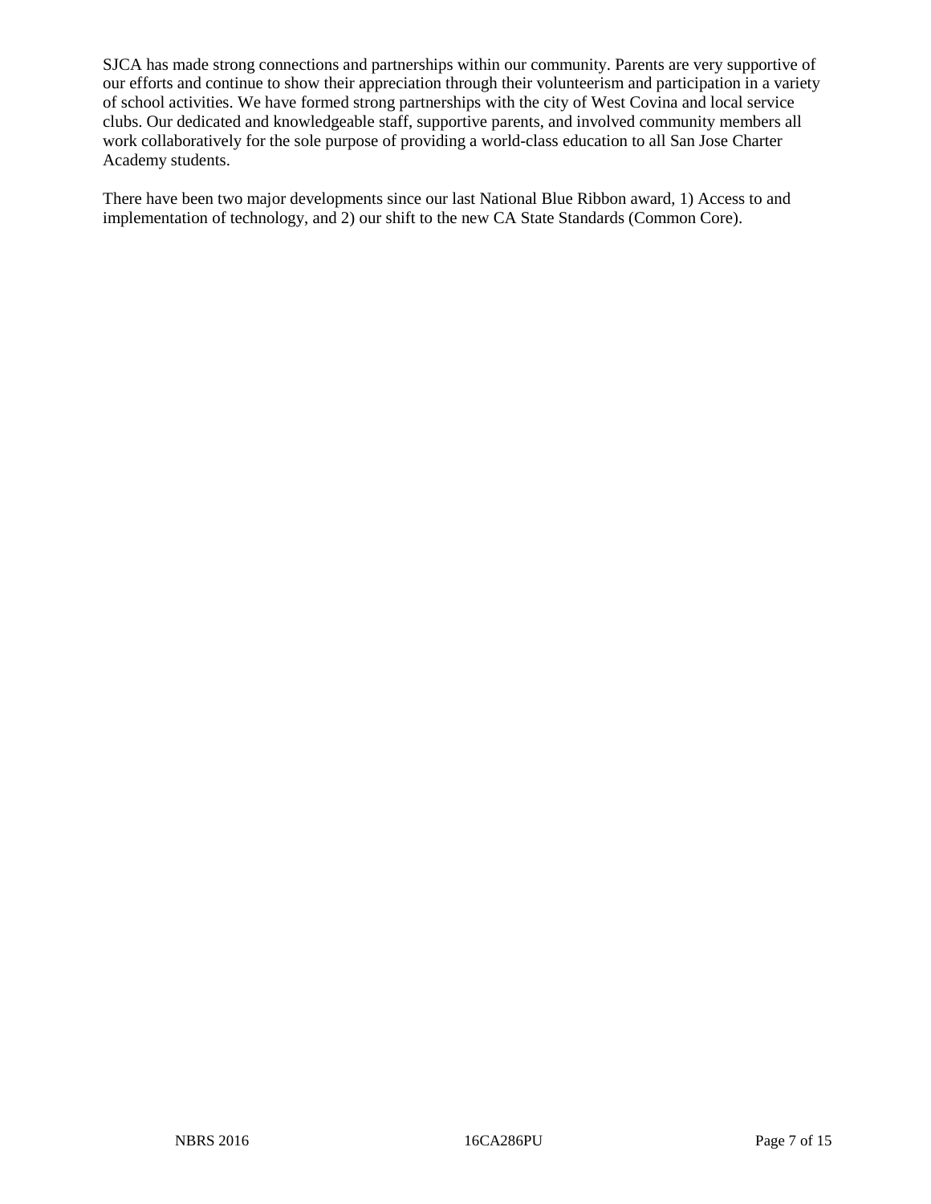SJCA has made strong connections and partnerships within our community. Parents are very supportive of our efforts and continue to show their appreciation through their volunteerism and participation in a variety of school activities. We have formed strong partnerships with the city of West Covina and local service clubs. Our dedicated and knowledgeable staff, supportive parents, and involved community members all work collaboratively for the sole purpose of providing a world-class education to all San Jose Charter Academy students.

There have been two major developments since our last National Blue Ribbon award, 1) Access to and implementation of technology, and 2) our shift to the new CA State Standards (Common Core).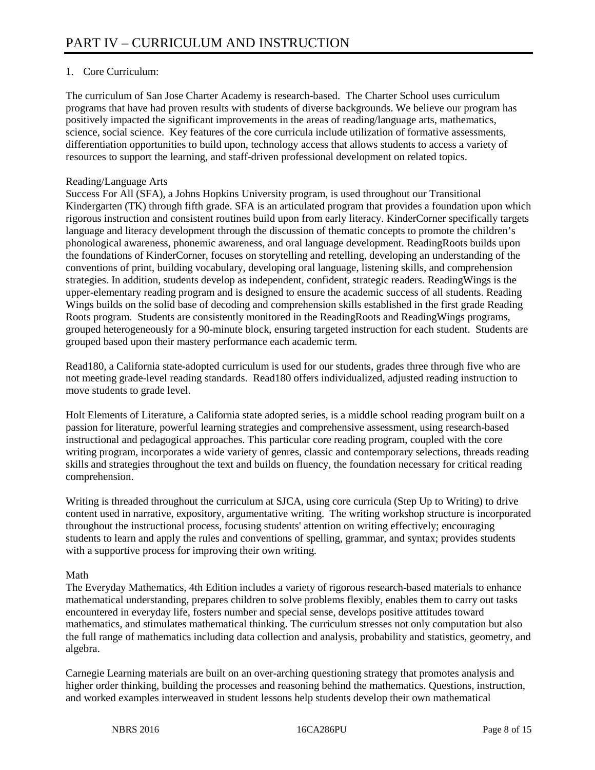# PART IV – CURRICULUM AND INSTRUCTION

1. Core Curriculum:

The curriculum of San Jose Charter Academy is research-based. The Charter School uses curriculum programs that have had proven results with students of diverse backgrounds. We believe our program has positively impacted the significant improvements in the areas of reading/language arts, mathematics, science, social science. Key features of the core curricula include utilization of formative assessments, differentiation opportunities to build upon, technology access that allows students to access a variety of resources to support the learning, and staff-driven professional development on related topics.

Reading/Language Arts

Success For All (SFA), a Johns Hopkins University program, is used throughout our Transitional Kindergarten (TK) through fifth grade. SFA is an articulated program that provides a foundation upon which rigorous instruction and consistent routines build upon from early literacy. KinderCorner specifically targets language and literacy development through the discussion of thematic concepts to promote the children's phonological awareness, phonemic awareness, and oral language development. ReadingRoots builds upon the foundations of KinderCorner, focuses on storytelling and retelling, developing an understanding of the conventions of print, building vocabulary, developing oral language, listening skills, and comprehension strategies. In addition, students develop as independent, confident, strategic readers. ReadingWings is the upper-elementary reading program and is designed to ensure the academic success of all students. Reading Wings builds on the solid base of decoding and comprehension skills established in the first grade Reading Roots program. Students are consistently monitored in the ReadingRoots and ReadingWings programs, grouped heterogeneously for a 90-minute block, ensuring targeted instruction for each student. Students are grouped based upon their mastery performance each academic term.

Read180, a California state-adopted curriculum is used for our students, grades three through five who are not meeting grade-level reading standards. Read180 offers individualized, adjusted reading instruction to move students to grade level.

Holt Elements of Literature, a California state adopted series, is a middle school reading program built on a passion for literature, powerful learning strategies and comprehensive assessment, using research-based instructional and pedagogical approaches. This particular core reading program, coupled with the core writing program, incorporates a wide variety of genres, classic and contemporary selections, threads reading skills and strategies throughout the text and builds on fluency, the foundation necessary for critical reading comprehension.

Writing is threaded throughout the curriculum at SJCA, using core curricula (Step Up to Writing) to drive content used in narrative, expository, argumentative writing. The writing workshop structure is incorporated throughout the instructional process, focusing students' attention on writing effectively; encouraging students to learn and apply the rules and conventions of spelling, grammar, and syntax; provides students with a supportive process for improving their own writing.

Math

The Everyday Mathematics, 4th Edition includes a variety of rigorous research-based materials to enhance mathematical understanding, prepares children to solve problems flexibly, enables them to carry out tasks encountered in everyday life, fosters number and special sense, develops positive attitudes toward mathematics, and stimulates mathematical thinking. The curriculum stresses not only computation but also the full range of mathematics including data collection and analysis, probability and statistics, geometry, and algebra.

Carnegie Learning materials are built on an over-arching questioning strategy that promotes analysis and higher order thinking, building the processes and reasoning behind the mathematics. Questions, instruction, and worked examples interweaved in student lessons help students develop their own mathematical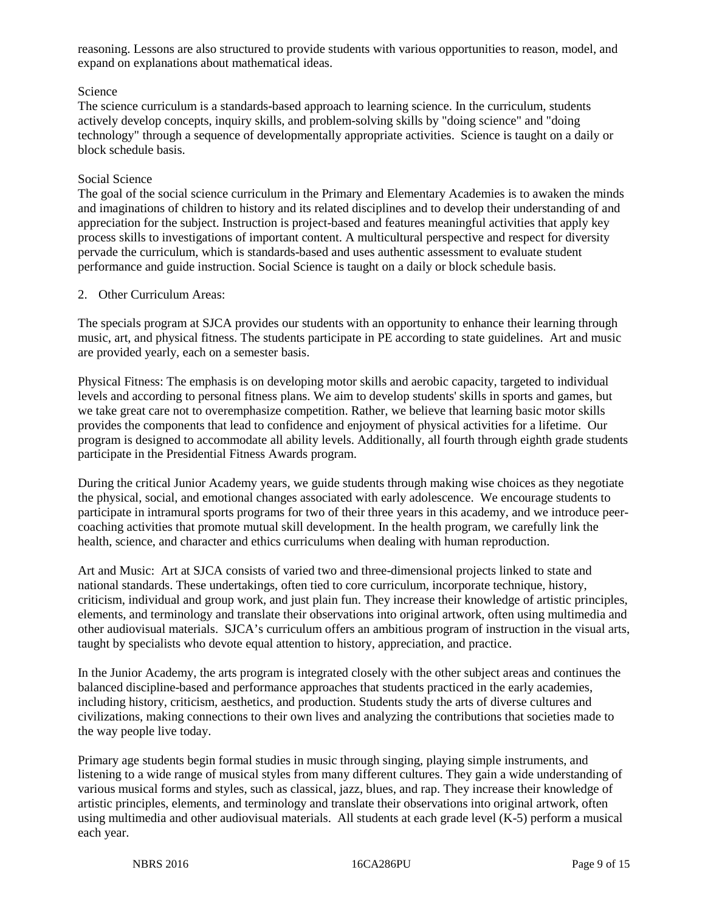reasoning. Lessons are also structured to provide students with various opportunities to reason, model, and expand on explanations about mathematical ideas.

Science

The science curriculum is a standards-based approach to learning science. In the curriculum, students actively develop concepts, inquiry skills, and problem-solving skills by "doing science" and "doing technology" through a sequence of developmentally appropriate activities. Science is taught on a daily or block schedule basis.

Social Science

The goal of the social science curriculum in the Primary and Elementary Academies is to awaken the minds and imaginations of children to history and its related disciplines and to develop their understanding of and appreciation for the subject. Instruction is project-based and features meaningful activities that apply key process skills to investigations of important content. A multicultural perspective and respect for diversity pervade the curriculum, which is standards-based and uses authentic assessment to evaluate student performance and guide instruction. Social Science is taught on a daily or block schedule basis.

2. Other Curriculum Areas:

The specials program at SJCA provides our students with an opportunity to enhance their learning through music, art, and physical fitness. The students participate in PE according to state guidelines. Art and music are provided yearly, each on a semester basis.

Physical Fitness: The emphasis is on developing motor skills and aerobic capacity, targeted to individual levels and according to personal fitness plans. We aim to develop students' skills in sports and games, but we take great care not to overemphasize competition. Rather, we believe that learning basic motor skills provides the components that lead to confidence and enjoyment of physical activities for a lifetime. Our program is designed to accommodate all ability levels. Additionally, all fourth through eighth grade students participate in the Presidential Fitness Awards program.

During the critical Junior Academy years, we guide students through making wise choices as they negotiate the physical, social, and emotional changes associated with early adolescence. We encourage students to participate in intramural sports programs for two of their three years in this academy, and we introduce peer-coaching activities that promote mutual skill development. In the health program, we carefully link the health, science, and character and ethics curriculums when dealing with human reproduction.

Art and Music: Art at SJCA consists of varied two and three-dimensional projects linked to state and national standards. These undertakings, often tied to core curriculum, incorporate technique, history, criticism, individual and group work, and just plain fun. They increase their knowledge of artistic principles, elements, and terminology and translate their observations into original artwork, often using multimedia and other audiovisual materials. SJCA's curriculum offers an ambitious program of instruction in the visual arts, taught by specialists who devote equal attention to history, appreciation, and practice.

In the Junior Academy, the arts program is integrated closely with the other subject areas and continues the balanced discipline-based and performance approaches that students practiced in the early academies, including history, criticism, aesthetics, and production. Students study the arts of diverse cultures and civilizations, making connections to their own lives and analyzing the contributions that societies made to the way people live today.

Primary age students begin formal studies in music through singing, playing simple instruments, and listening to a wide range of musical styles from many different cultures. They gain a wide understanding of various musical forms and styles, such as classical, jazz, blues, and rap. They increase their knowledge of artistic principles, elements, and terminology and translate their observations into original artwork, often using multimedia and other audiovisual materials. All students at each grade level (K-5) perform a musical each year.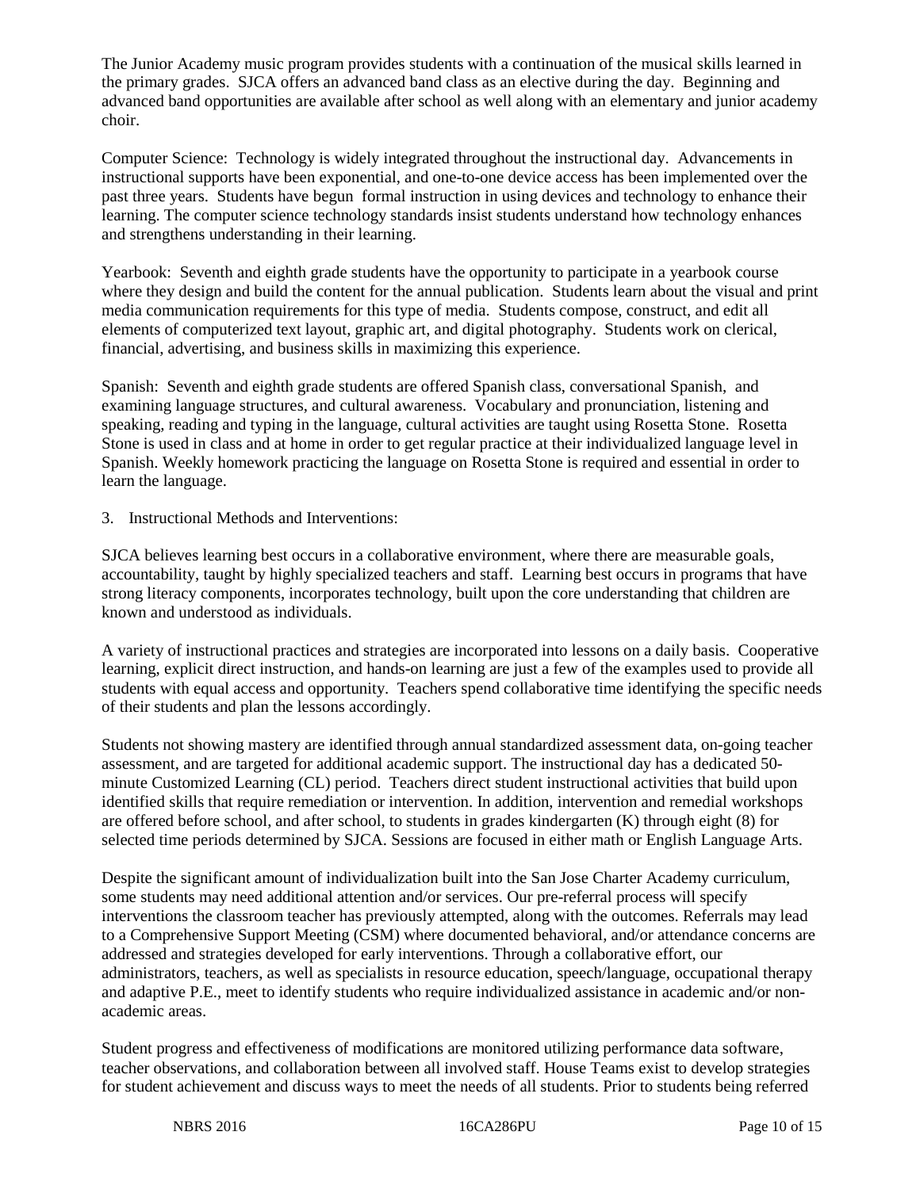The Junior Academy music program provides students with a continuation of the musical skills learned in the primary grades. SJCA offers an advanced band class as an elective during the day. Beginning and advanced band opportunities are available after school as well along with an elementary and junior academy choir.

Computer Science: Technology is widely integrated throughout the instructional day. Advancements in instructional supports have been exponential, and one-to-one device access has been implemented over the past three years. Students have begun formal instruction in using devices and technology to enhance their learning. The computer science technology standards insist students understand how technology enhances and strengthens understanding in their learning.

Yearbook: Seventh and eighth grade students have the opportunity to participate in a yearbook course where they design and build the content for the annual publication. Students learn about the visual and print media communication requirements for this type of media. Students compose, construct, and edit all elements of computerized text layout, graphic art, and digital photography. Students work on clerical, financial, advertising, and business skills in maximizing this experience.

Spanish: Seventh and eighth grade students are offered Spanish class, conversational Spanish, and examining language structures, and cultural awareness. Vocabulary and pronunciation, listening and speaking, reading and typing in the language, cultural activities are taught using Rosetta Stone. Rosetta Stone is used in class and at home in order to get regular practice at their individualized language level in Spanish. Weekly homework practicing the language on Rosetta Stone is required and essential in order to learn the language.

3. Instructional Methods and Interventions:

SJCA believes learning best occurs in a collaborative environment, where there are measurable goals, accountability, taught by highly specialized teachers and staff. Learning best occurs in programs that have strong literacy components, incorporates technology, built upon the core understanding that children are known and understood as individuals.

A variety of instructional practices and strategies are incorporated into lessons on a daily basis. Cooperative learning, explicit direct instruction, and hands-on learning are just a few of the examples used to provide all students with equal access and opportunity. Teachers spend collaborative time identifying the specific needs of their students and plan the lessons accordingly.

Students not showing mastery are identified through annual standardized assessment data, on-going teacher assessment, and are targeted for additional academic support. The instructional day has a dedicated 50-minute Customized Learning (CL) period. Teachers direct student instructional activities that build upon identified skills that require remediation or intervention. In addition, intervention and remedial workshops are offered before school, and after school, to students in grades kindergarten (K) through eight (8) for selected time periods determined by SJCA. Sessions are focused in either math or English Language Arts.

Despite the significant amount of individualization built into the San Jose Charter Academy curriculum, some students may need additional attention and/or services. Our pre-referral process will specify interventions the classroom teacher has previously attempted, along with the outcomes. Referrals may lead to a Comprehensive Support Meeting (CSM) where documented behavioral, and/or attendance concerns are addressed and strategies developed for early interventions. Through a collaborative effort, our administrators, teachers, as well as specialists in resource education, speech/language, occupational therapy and adaptive P.E., meet to identify students who require individualized assistance in academic and/or non-academic areas.

Student progress and effectiveness of modifications are monitored utilizing performance data software, teacher observations, and collaboration between all involved staff. House Teams exist to develop strategies for student achievement and discuss ways to meet the needs of all students. Prior to students being referred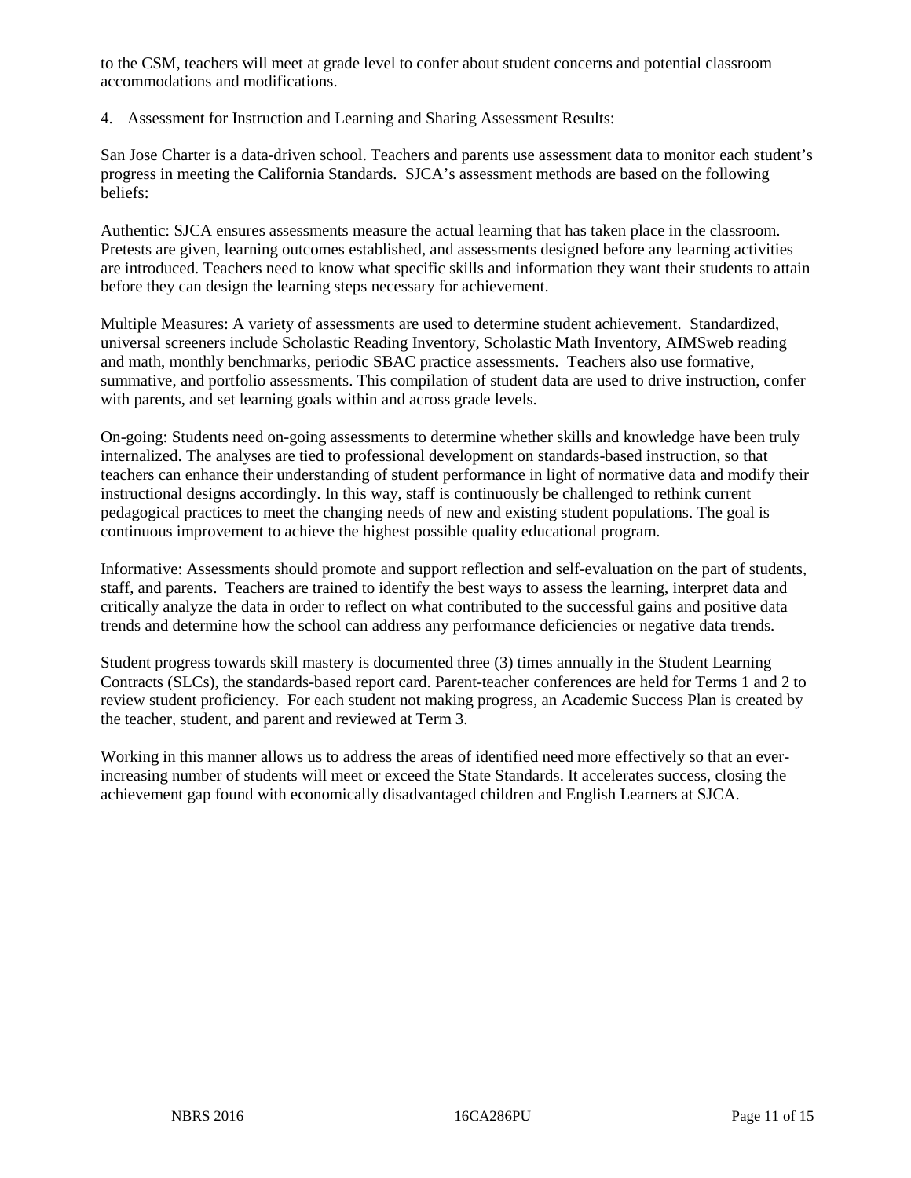to the CSM, teachers will meet at grade level to confer about student concerns and potential classroom accommodations and modifications.

4. Assessment for Instruction and Learning and Sharing Assessment Results:

San Jose Charter is a data-driven school. Teachers and parents use assessment data to monitor each student's progress in meeting the California Standards. SJCA's assessment methods are based on the following beliefs:

Authentic: SJCA ensures assessments measure the actual learning that has taken place in the classroom. Pretests are given, learning outcomes established, and assessments designed before any learning activities are introduced. Teachers need to know what specific skills and information they want their students to attain before they can design the learning steps necessary for achievement.

Multiple Measures: A variety of assessments are used to determine student achievement. Standardized, universal screeners include Scholastic Reading Inventory, Scholastic Math Inventory, AIMSweb reading and math, monthly benchmarks, periodic SBAC practice assessments. Teachers also use formative, summative, and portfolio assessments. This compilation of student data are used to drive instruction, confer with parents, and set learning goals within and across grade levels.

On-going: Students need on-going assessments to determine whether skills and knowledge have been truly internalized. The analyses are tied to professional development on standards-based instruction, so that teachers can enhance their understanding of student performance in light of normative data and modify their instructional designs accordingly. In this way, staff is continuously be challenged to rethink current pedagogical practices to meet the changing needs of new and existing student populations. The goal is continuous improvement to achieve the highest possible quality educational program.

Informative: Assessments should promote and support reflection and self-evaluation on the part of students, staff, and parents. Teachers are trained to identify the best ways to assess the learning, interpret data and critically analyze the data in order to reflect on what contributed to the successful gains and positive data trends and determine how the school can address any performance deficiencies or negative data trends.

Student progress towards skill mastery is documented three (3) times annually in the Student Learning Contracts (SLCs), the standards-based report card. Parent-teacher conferences are held for Terms 1 and 2 to review student proficiency. For each student not making progress, an Academic Success Plan is created by the teacher, student, and parent and reviewed at Term 3.

Working in this manner allows us to address the areas of identified need more effectively so that an ever-increasing number of students will meet or exceed the State Standards. It accelerates success, closing the achievement gap found with economically disadvantaged children and English Learners at SJCA.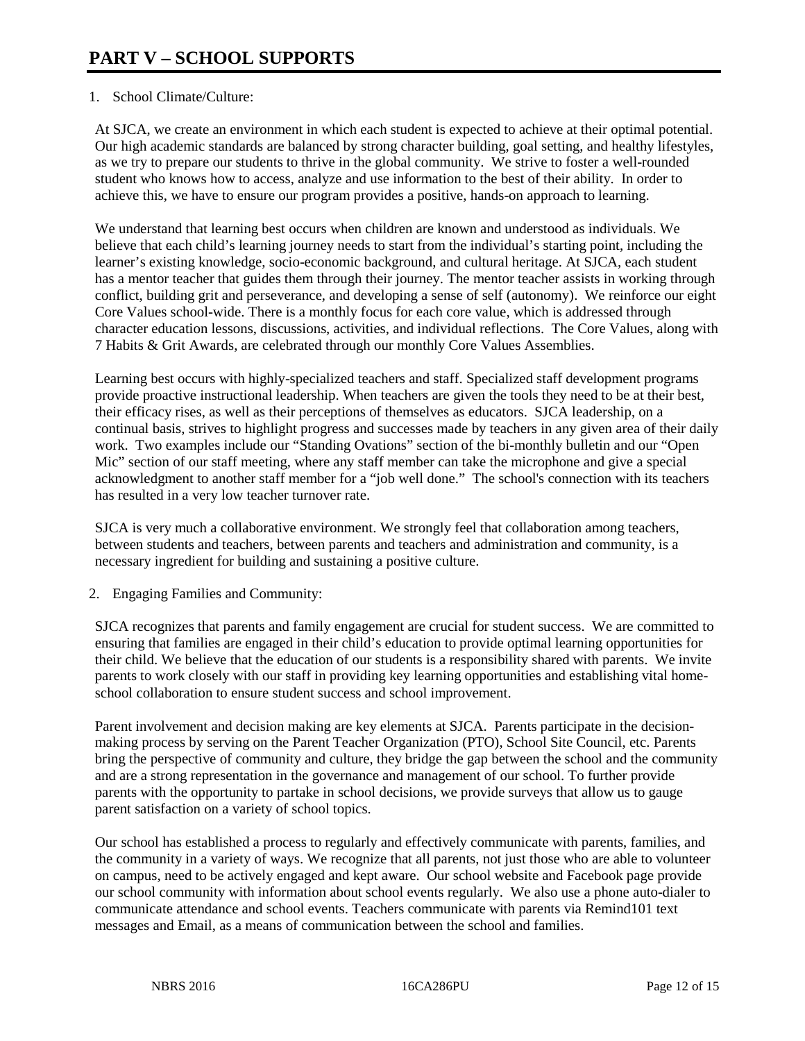# PART V – SCHOOL SUPPORTS

1. School Climate/Culture:

At SJCA, we create an environment in which each student is expected to achieve at their optimal potential. Our high academic standards are balanced by strong character building, goal setting, and healthy lifestyles, as we try to prepare our students to thrive in the global community. We strive to foster a well-rounded student who knows how to access, analyze and use information to the best of their ability. In order to achieve this, we have to ensure our program provides a positive, hands-on approach to learning.

We understand that learning best occurs when children are known and understood as individuals. We believe that each child's learning journey needs to start from the individual's starting point, including the learner's existing knowledge, socio-economic background, and cultural heritage. At SJCA, each student has a mentor teacher that guides them through their journey. The mentor teacher assists in working through conflict, building grit and perseverance, and developing a sense of self (autonomy). We reinforce our eight Core Values school-wide. There is a monthly focus for each core value, which is addressed through character education lessons, discussions, activities, and individual reflections. The Core Values, along with 7 Habits & Grit Awards, are celebrated through our monthly Core Values Assemblies.

Learning best occurs with highly-specialized teachers and staff. Specialized staff development programs provide proactive instructional leadership. When teachers are given the tools they need to be at their best, their efficacy rises, as well as their perceptions of themselves as educators. SJCA leadership, on a continual basis, strives to highlight progress and successes made by teachers in any given area of their daily work. Two examples include our "Standing Ovations" section of the bi-monthly bulletin and our "Open Mic" section of our staff meeting, where any staff member can take the microphone and give a special acknowledgment to another staff member for a "job well done." The school's connection with its teachers has resulted in a very low teacher turnover rate.

SJCA is very much a collaborative environment. We strongly feel that collaboration among teachers, between students and teachers, between parents and teachers and administration and community, is a necessary ingredient for building and sustaining a positive culture.

2. Engaging Families and Community:

SJCA recognizes that parents and family engagement are crucial for student success. We are committed to ensuring that families are engaged in their child's education to provide optimal learning opportunities for their child. We believe that the education of our students is a responsibility shared with parents. We invite parents to work closely with our staff in providing key learning opportunities and establishing vital home-school collaboration to ensure student success and school improvement.

Parent involvement and decision making are key elements at SJCA. Parents participate in the decision-making process by serving on the Parent Teacher Organization (PTO), School Site Council, etc. Parents bring the perspective of community and culture, they bridge the gap between the school and the community and are a strong representation in the governance and management of our school. To further provide parents with the opportunity to partake in school decisions, we provide surveys that allow us to gauge parent satisfaction on a variety of school topics.

Our school has established a process to regularly and effectively communicate with parents, families, and the community in a variety of ways. We recognize that all parents, not just those who are able to volunteer on campus, need to be actively engaged and kept aware. Our school website and Facebook page provide our school community with information about school events regularly. We also use a phone auto-dialer to communicate attendance and school events. Teachers communicate with parents via Remind101 text messages and Email, as a means of communication between the school and families.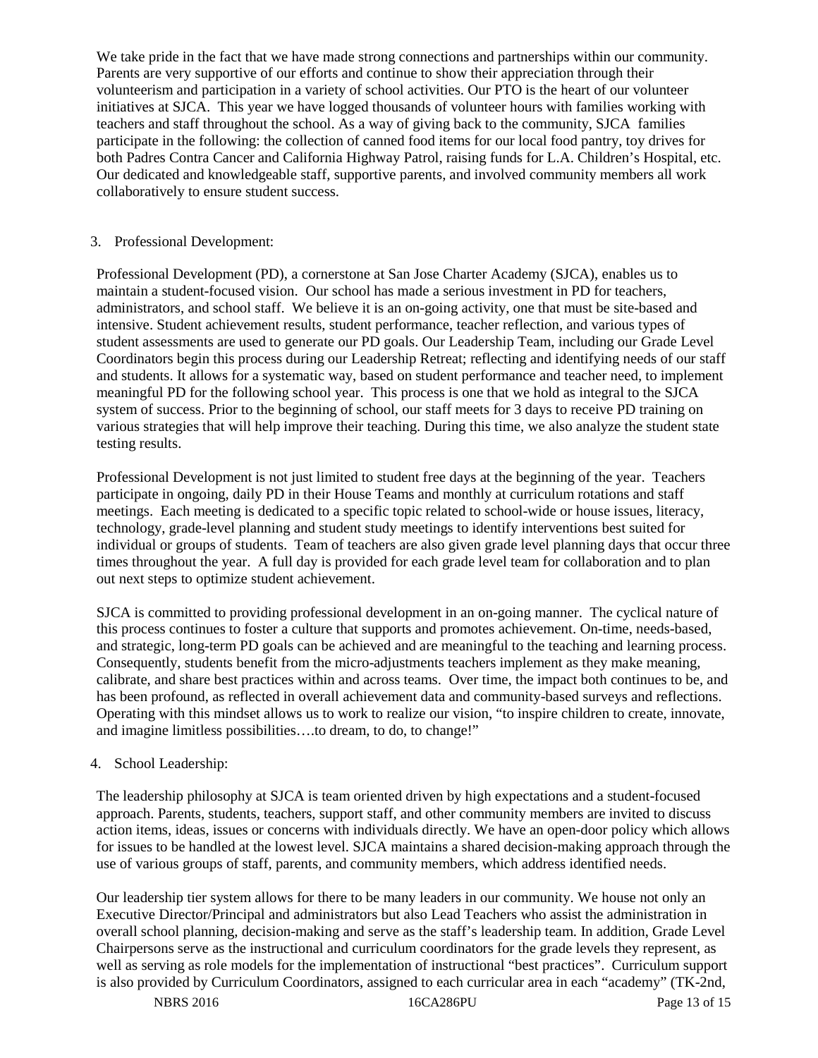We take pride in the fact that we have made strong connections and partnerships within our community. Parents are very supportive of our efforts and continue to show their appreciation through their volunteerism and participation in a variety of school activities. Our PTO is the heart of our volunteer initiatives at SJCA. This year we have logged thousands of volunteer hours with families working with teachers and staff throughout the school. As a way of giving back to the community, SJCA families participate in the following: the collection of canned food items for our local food pantry, toy drives for both Padres Contra Cancer and California Highway Patrol, raising funds for L.A. Children's Hospital, etc. Our dedicated and knowledgeable staff, supportive parents, and involved community members all work collaboratively to ensure student success.

3. Professional Development:

Professional Development (PD), a cornerstone at San Jose Charter Academy (SJCA), enables us to maintain a student-focused vision. Our school has made a serious investment in PD for teachers, administrators, and school staff. We believe it is an on-going activity, one that must be site-based and intensive. Student achievement results, student performance, teacher reflection, and various types of student assessments are used to generate our PD goals. Our Leadership Team, including our Grade Level Coordinators begin this process during our Leadership Retreat; reflecting and identifying needs of our staff and students. It allows for a systematic way, based on student performance and teacher need, to implement meaningful PD for the following school year. This process is one that we hold as integral to the SJCA system of success. Prior to the beginning of school, our staff meets for 3 days to receive PD training on various strategies that will help improve their teaching. During this time, we also analyze the student state testing results.

Professional Development is not just limited to student free days at the beginning of the year. Teachers participate in ongoing, daily PD in their House Teams and monthly at curriculum rotations and staff meetings. Each meeting is dedicated to a specific topic related to school-wide or house issues, literacy, technology, grade-level planning and student study meetings to identify interventions best suited for individual or groups of students. Team of teachers are also given grade level planning days that occur three times throughout the year. A full day is provided for each grade level team for collaboration and to plan out next steps to optimize student achievement.

SJCA is committed to providing professional development in an on-going manner. The cyclical nature of this process continues to foster a culture that supports and promotes achievement. On-time, needs-based, and strategic, long-term PD goals can be achieved and are meaningful to the teaching and learning process. Consequently, students benefit from the micro-adjustments teachers implement as they make meaning, calibrate, and share best practices within and across teams. Over time, the impact both continues to be, and has been profound, as reflected in overall achievement data and community-based surveys and reflections. Operating with this mindset allows us to work to realize our vision, "to inspire children to create, innovate, and imagine limitless possibilities….to dream, to do, to change!"

4. School Leadership:

The leadership philosophy at SJCA is team oriented driven by high expectations and a student-focused approach. Parents, students, teachers, support staff, and other community members are invited to discuss action items, ideas, issues or concerns with individuals directly. We have an open-door policy which allows for issues to be handled at the lowest level. SJCA maintains a shared decision-making approach through the use of various groups of staff, parents, and community members, which address identified needs.

Our leadership tier system allows for there to be many leaders in our community. We house not only an Executive Director/Principal and administrators but also Lead Teachers who assist the administration in overall school planning, decision-making and serve as the staff's leadership team. In addition, Grade Level Chairpersons serve as the instructional and curriculum coordinators for the grade levels they represent, as well as serving as role models for the implementation of instructional "best practices". Curriculum support is also provided by Curriculum Coordinators, assigned to each curricular area in each "academy" (TK-2nd,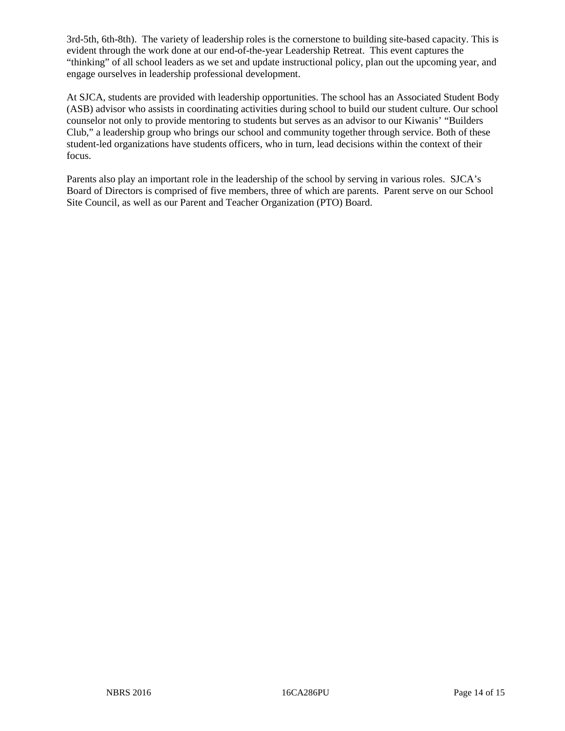3rd-5th, 6th-8th). The variety of leadership roles is the cornerstone to building site-based capacity. This is evident through the work done at our end-of-the-year Leadership Retreat. This event captures the "thinking" of all school leaders as we set and update instructional policy, plan out the upcoming year, and engage ourselves in leadership professional development.

At SJCA, students are provided with leadership opportunities. The school has an Associated Student Body (ASB) advisor who assists in coordinating activities during school to build our student culture. Our school counselor not only to provide mentoring to students but serves as an advisor to our Kiwanis' "Builders Club," a leadership group who brings our school and community together through service. Both of these student-led organizations have students officers, who in turn, lead decisions within the context of their focus.

Parents also play an important role in the leadership of the school by serving in various roles. SJCA's Board of Directors is comprised of five members, three of which are parents. Parent serve on our School Site Council, as well as our Parent and Teacher Organization (PTO) Board.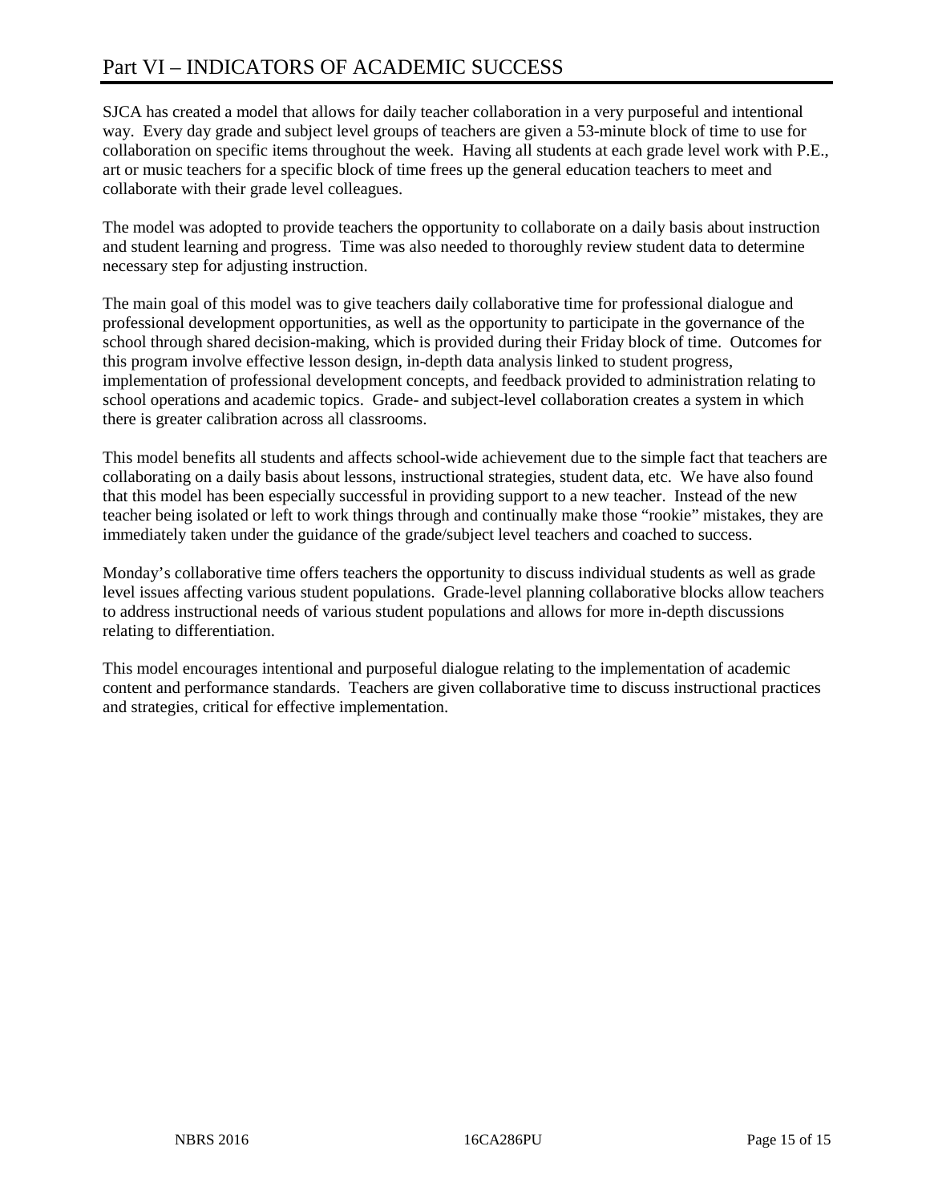# Part VI – INDICATORS OF ACADEMIC SUCCESS

SJCA has created a model that allows for daily teacher collaboration in a very purposeful and intentional way. Every day grade and subject level groups of teachers are given a 53-minute block of time to use for collaboration on specific items throughout the week. Having all students at each grade level work with P.E., art or music teachers for a specific block of time frees up the general education teachers to meet and collaborate with their grade level colleagues.

The model was adopted to provide teachers the opportunity to collaborate on a daily basis about instruction and student learning and progress. Time was also needed to thoroughly review student data to determine necessary step for adjusting instruction.

The main goal of this model was to give teachers daily collaborative time for professional dialogue and professional development opportunities, as well as the opportunity to participate in the governance of the school through shared decision-making, which is provided during their Friday block of time. Outcomes for this program involve effective lesson design, in-depth data analysis linked to student progress, implementation of professional development concepts, and feedback provided to administration relating to school operations and academic topics. Grade- and subject-level collaboration creates a system in which there is greater calibration across all classrooms.

This model benefits all students and affects school-wide achievement due to the simple fact that teachers are collaborating on a daily basis about lessons, instructional strategies, student data, etc. We have also found that this model has been especially successful in providing support to a new teacher. Instead of the new teacher being isolated or left to work things through and continually make those "rookie" mistakes, they are immediately taken under the guidance of the grade/subject level teachers and coached to success.

Monday's collaborative time offers teachers the opportunity to discuss individual students as well as grade level issues affecting various student populations. Grade-level planning collaborative blocks allow teachers to address instructional needs of various student populations and allows for more in-depth discussions relating to differentiation.

This model encourages intentional and purposeful dialogue relating to the implementation of academic content and performance standards. Teachers are given collaborative time to discuss instructional practices and strategies, critical for effective implementation.